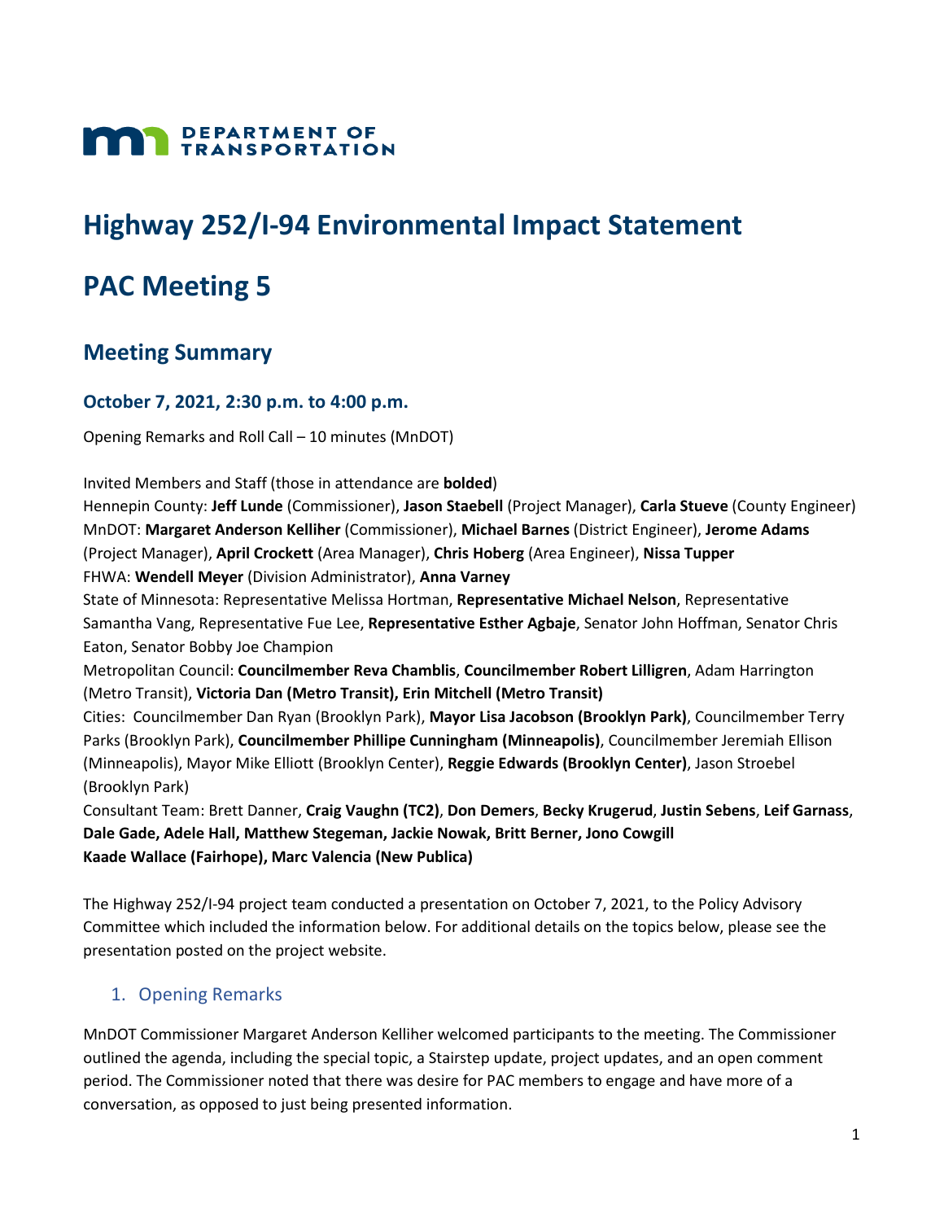**DEPARTMENT OF TRANSPORTATION**

# Highway 252/I-94 Environmental Impact Statement

# PAC Meeting 5

## Meeting Summary

### October 7, 2021, 2:30 p.m. to 4:00 p.m.

Opening Remarks and Roll Call – 10 minutes (MnDOT)

Invited Members and Staff (those in attendance are **bolded**)
Hennepin County: **Jeff Lunde** (Commissioner), **Jason Staebell** (Project Manager), **Carla Stueve** (County Engineer)
MnDOT: **Margaret Anderson Kelliher** (Commissioner), **Michael Barnes** (District Engineer), **Jerome Adams** (Project Manager), **April Crockett** (Area Manager), **Chris Hoberg** (Area Engineer), **Nissa Tupper**
FHWA: **Wendell Meyer** (Division Administrator), **Anna Varney**
State of Minnesota: Representative Melissa Hortman, **Representative Michael Nelson**, Representative Samantha Vang, Representative Fue Lee, **Representative Esther Agbaje**, Senator John Hoffman, Senator Chris Eaton, Senator Bobby Joe Champion
Metropolitan Council: **Councilmember Reva Chamblis**, **Councilmember Robert Lilligren**, Adam Harrington (Metro Transit), **Victoria Dan (Metro Transit), Erin Mitchell (Metro Transit)**
Cities: Councilmember Dan Ryan (Brooklyn Park), **Mayor Lisa Jacobson (Brooklyn Park)**, Councilmember Terry Parks (Brooklyn Park), **Councilmember Phillipe Cunningham (Minneapolis)**, Councilmember Jeremiah Ellison (Minneapolis), Mayor Mike Elliott (Brooklyn Center), **Reggie Edwards (Brooklyn Center)**, Jason Stroebel (Brooklyn Park)
Consultant Team: Brett Danner, **Craig Vaughn (TC2)**, **Don Demers**, **Becky Krugerud**, **Justin Sebens**, **Leif Garnass**, **Dale Gade, Adele Hall, Matthew Stegeman, Jackie Nowak, Britt Berner, Jono Cowgill**
**Kaade Wallace (Fairhope), Marc Valencia (New Publica)**

The Highway 252/I-94 project team conducted a presentation on October 7, 2021, to the Policy Advisory Committee which included the information below. For additional details on the topics below, please see the presentation posted on the project website.

### 1. Opening Remarks

MnDOT Commissioner Margaret Anderson Kelliher welcomed participants to the meeting. The Commissioner outlined the agenda, including the special topic, a Stairstep update, project updates, and an open comment period. The Commissioner noted that there was desire for PAC members to engage and have more of a conversation, as opposed to just being presented information.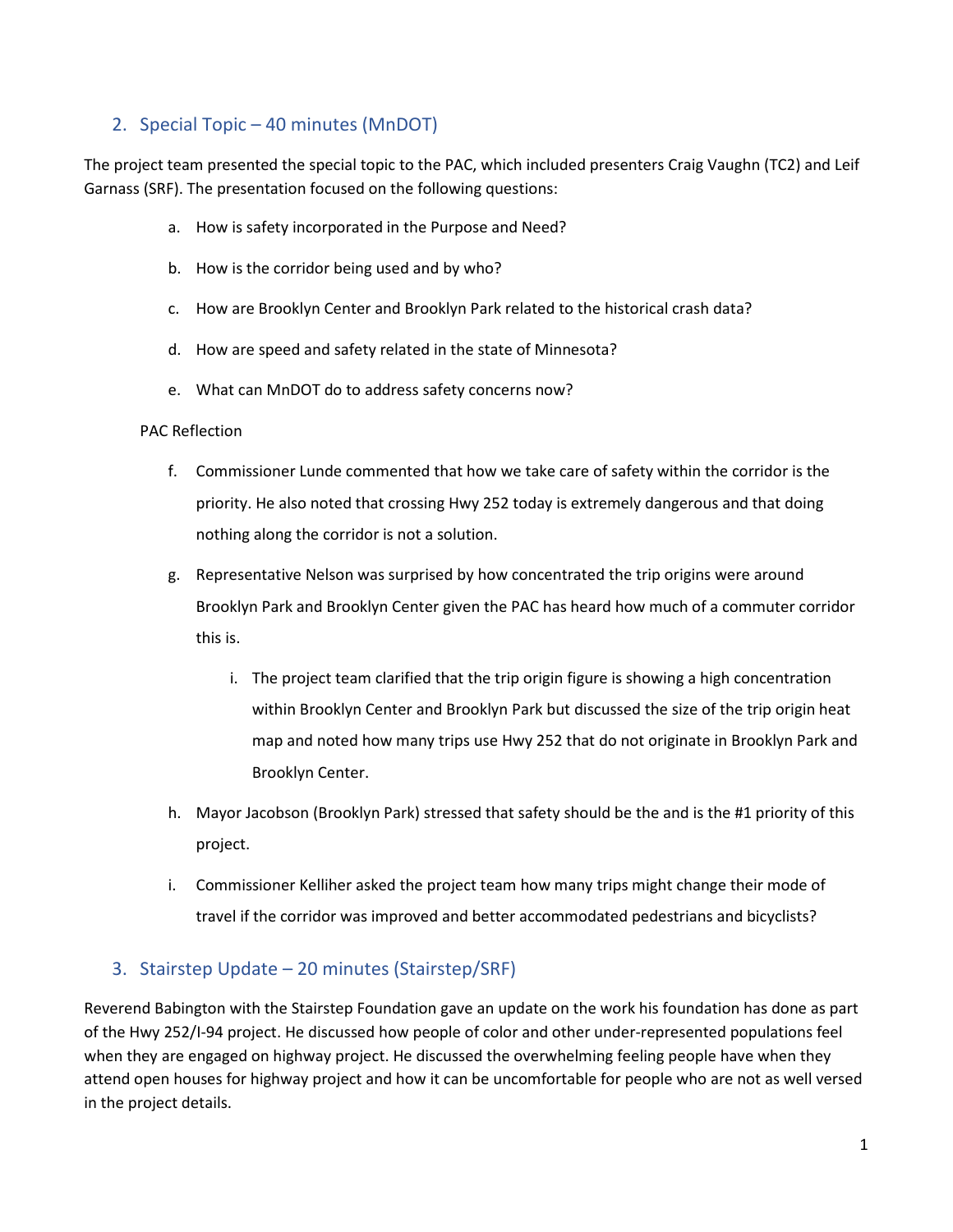## 2. Special Topic – 40 minutes (MnDOT)

The project team presented the special topic to the PAC, which included presenters Craig Vaughn (TC2) and Leif Garnass (SRF). The presentation focused on the following questions:

a. How is safety incorporated in the Purpose and Need?

b. How is the corridor being used and by who?

c. How are Brooklyn Center and Brooklyn Park related to the historical crash data?

d. How are speed and safety related in the state of Minnesota?

e. What can MnDOT do to address safety concerns now?

PAC Reflection

f. Commissioner Lunde commented that how we take care of safety within the corridor is the priority. He also noted that crossing Hwy 252 today is extremely dangerous and that doing nothing along the corridor is not a solution.

g. Representative Nelson was surprised by how concentrated the trip origins were around Brooklyn Park and Brooklyn Center given the PAC has heard how much of a commuter corridor this is.

   i. The project team clarified that the trip origin figure is showing a high concentration within Brooklyn Center and Brooklyn Park but discussed the size of the trip origin heat map and noted how many trips use Hwy 252 that do not originate in Brooklyn Park and Brooklyn Center.

h. Mayor Jacobson (Brooklyn Park) stressed that safety should be the and is the #1 priority of this project.

i. Commissioner Kelliher asked the project team how many trips might change their mode of travel if the corridor was improved and better accommodated pedestrians and bicyclists?

## 3. Stairstep Update – 20 minutes (Stairstep/SRF)

Reverend Babington with the Stairstep Foundation gave an update on the work his foundation has done as part of the Hwy 252/I-94 project. He discussed how people of color and other under-represented populations feel when they are engaged on highway project. He discussed the overwhelming feeling people have when they attend open houses for highway project and how it can be uncomfortable for people who are not as well versed in the project details.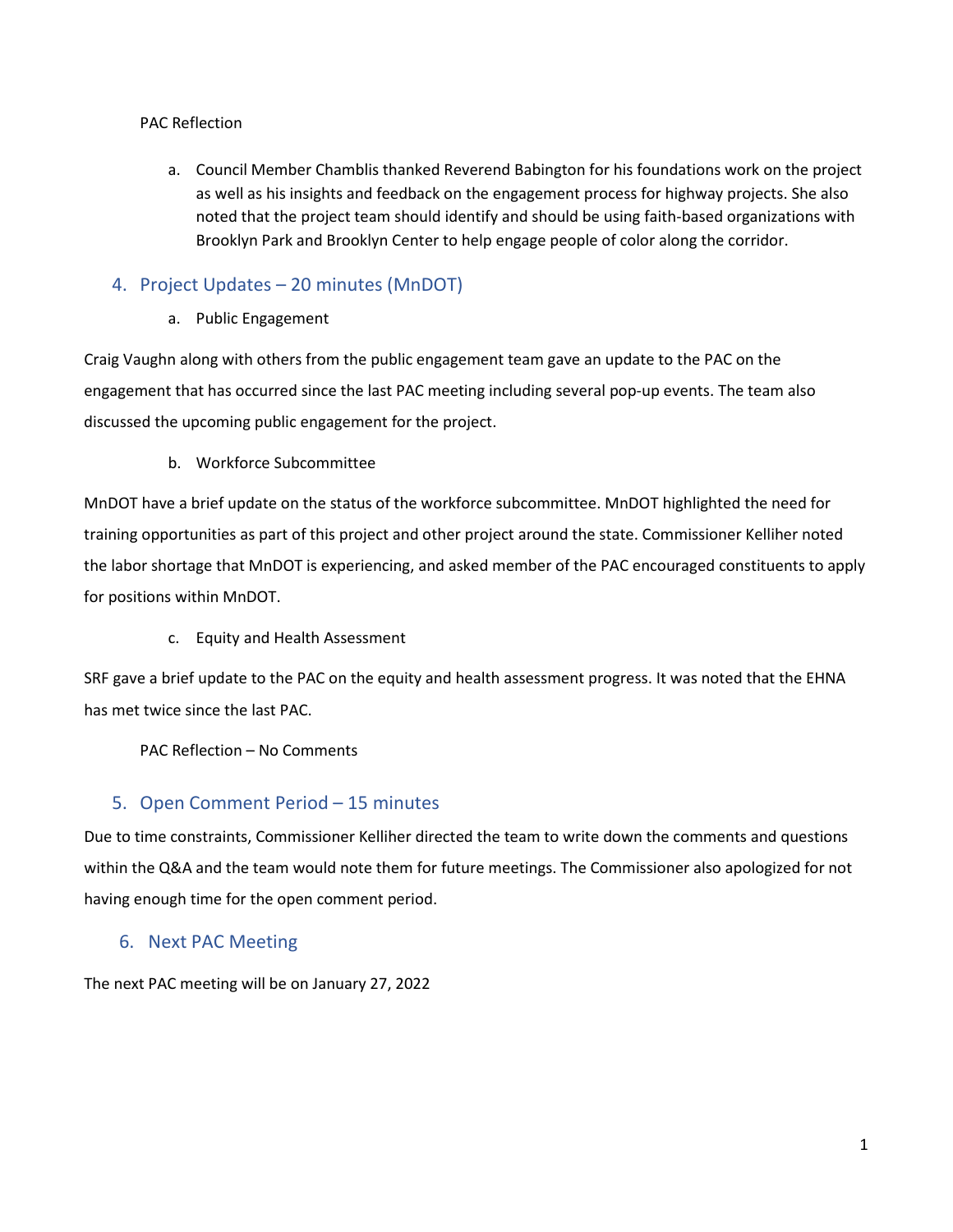PAC Reflection

a. Council Member Chamblis thanked Reverend Babington for his foundations work on the project as well as his insights and feedback on the engagement process for highway projects. She also noted that the project team should identify and should be using faith-based organizations with Brooklyn Park and Brooklyn Center to help engage people of color along the corridor.

## 4. Project Updates – 20 minutes (MnDOT)

a. Public Engagement

Craig Vaughn along with others from the public engagement team gave an update to the PAC on the engagement that has occurred since the last PAC meeting including several pop-up events. The team also discussed the upcoming public engagement for the project.

b. Workforce Subcommittee

MnDOT have a brief update on the status of the workforce subcommittee. MnDOT highlighted the need for training opportunities as part of this project and other project around the state. Commissioner Kelliher noted the labor shortage that MnDOT is experiencing, and asked member of the PAC encouraged constituents to apply for positions within MnDOT.

c. Equity and Health Assessment

SRF gave a brief update to the PAC on the equity and health assessment progress. It was noted that the EHNA has met twice since the last PAC.

PAC Reflection – No Comments

## 5. Open Comment Period – 15 minutes

Due to time constraints, Commissioner Kelliher directed the team to write down the comments and questions within the Q&A and the team would note them for future meetings. The Commissioner also apologized for not having enough time for the open comment period.

## 6. Next PAC Meeting

The next PAC meeting will be on January 27, 2022